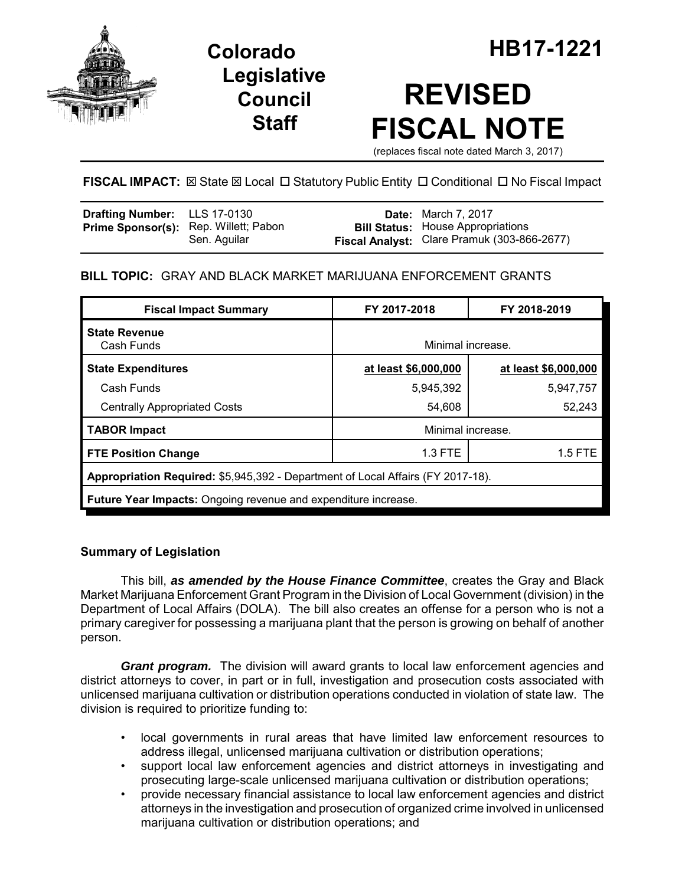# Colorado Legislative Council Staff

# HB17-1221

# REVISED FISCAL NOTE

(replaces fiscal note dated March 3, 2017)

**FISCAL IMPACT:** ☒ State ☒ Local ☐ Statutory Public Entity ☐ Conditional ☐ No Fiscal Impact

| | | | |
|---|---|---|---|
| **Drafting Number:** | LLS 17-0130 | **Date:** | March 7, 2017 |
| **Prime Sponsor(s):** | Rep. Willett; Pabon<br>Sen. Aguilar | **Bill Status:** | House Appropriations |
| | | **Fiscal Analyst:** | Clare Pramuk (303-866-2677) |

**BILL TOPIC:** GRAY AND BLACK MARKET MARIJUANA ENFORCEMENT GRANTS

| Fiscal Impact Summary | FY 2017-2018 | FY 2018-2019 |
|---|---|---|
| **State Revenue**<br>Cash Funds | Minimal increase. | |
| **State Expenditures** | **at least $6,000,000** | **at least $6,000,000** |
| Cash Funds | 5,945,392 | 5,947,757 |
| Centrally Appropriated Costs | 54,608 | 52,243 |
| **TABOR Impact** | Minimal increase. | |
| **FTE Position Change** | 1.3 FTE | 1.5 FTE |
| **Appropriation Required:** $5,945,392 - Department of Local Affairs (FY 2017-18). | | |
| **Future Year Impacts:** Ongoing revenue and expenditure increase. | | |

## Summary of Legislation

This bill, ***as amended by the House Finance Committee***, creates the Gray and Black Market Marijuana Enforcement Grant Program in the Division of Local Government (division) in the Department of Local Affairs (DOLA). The bill also creates an offense for a person who is not a primary caregiver for possessing a marijuana plant that the person is growing on behalf of another person.

***Grant program.*** The division will award grants to local law enforcement agencies and district attorneys to cover, in part or in full, investigation and prosecution costs associated with unlicensed marijuana cultivation or distribution operations conducted in violation of state law. The division is required to prioritize funding to:

- local governments in rural areas that have limited law enforcement resources to address illegal, unlicensed marijuana cultivation or distribution operations;
- support local law enforcement agencies and district attorneys in investigating and prosecuting large-scale unlicensed marijuana cultivation or distribution operations;
- provide necessary financial assistance to local law enforcement agencies and district attorneys in the investigation and prosecution of organized crime involved in unlicensed marijuana cultivation or distribution operations; and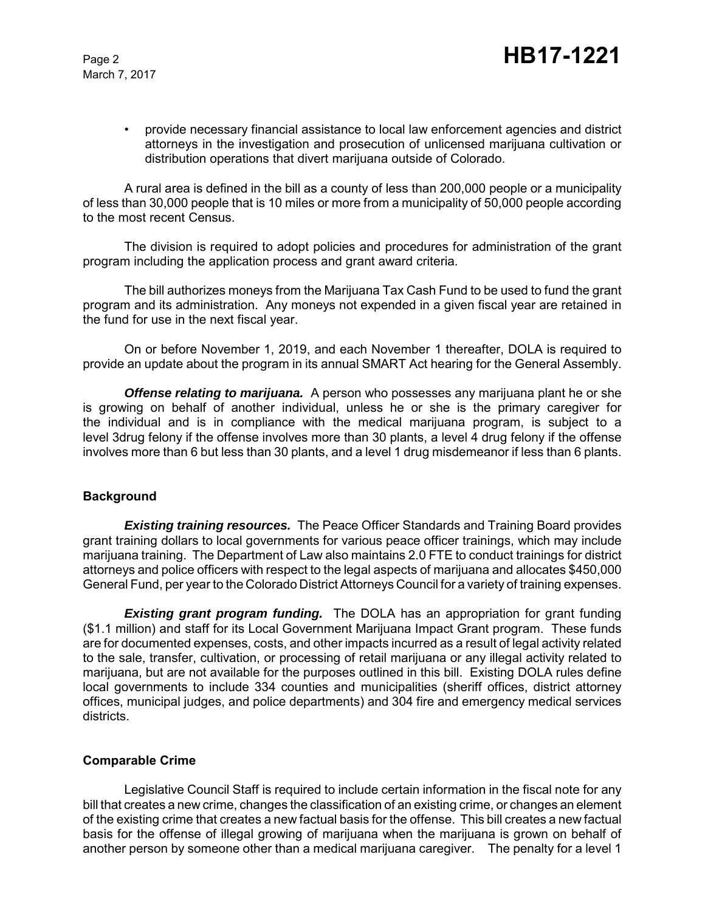- provide necessary financial assistance to local law enforcement agencies and district attorneys in the investigation and prosecution of unlicensed marijuana cultivation or distribution operations that divert marijuana outside of Colorado.

A rural area is defined in the bill as a county of less than 200,000 people or a municipality of less than 30,000 people that is 10 miles or more from a municipality of 50,000 people according to the most recent Census.

The division is required to adopt policies and procedures for administration of the grant program including the application process and grant award criteria.

The bill authorizes moneys from the Marijuana Tax Cash Fund to be used to fund the grant program and its administration. Any moneys not expended in a given fiscal year are retained in the fund for use in the next fiscal year.

On or before November 1, 2019, and each November 1 thereafter, DOLA is required to provide an update about the program in its annual SMART Act hearing for the General Assembly.

***Offense relating to marijuana.*** A person who possesses any marijuana plant he or she is growing on behalf of another individual, unless he or she is the primary caregiver for the individual and is in compliance with the medical marijuana program, is subject to a level 3drug felony if the offense involves more than 30 plants, a level 4 drug felony if the offense involves more than 6 but less than 30 plants, and a level 1 drug misdemeanor if less than 6 plants.

**Background**

***Existing training resources.*** The Peace Officer Standards and Training Board provides grant training dollars to local governments for various peace officer trainings, which may include marijuana training. The Department of Law also maintains 2.0 FTE to conduct trainings for district attorneys and police officers with respect to the legal aspects of marijuana and allocates $450,000 General Fund, per year to the Colorado District Attorneys Council for a variety of training expenses.

***Existing grant program funding.*** The DOLA has an appropriation for grant funding ($1.1 million) and staff for its Local Government Marijuana Impact Grant program. These funds are for documented expenses, costs, and other impacts incurred as a result of legal activity related to the sale, transfer, cultivation, or processing of retail marijuana or any illegal activity related to marijuana, but are not available for the purposes outlined in this bill. Existing DOLA rules define local governments to include 334 counties and municipalities (sheriff offices, district attorney offices, municipal judges, and police departments) and 304 fire and emergency medical services districts.

**Comparable Crime**

Legislative Council Staff is required to include certain information in the fiscal note for any bill that creates a new crime, changes the classification of an existing crime, or changes an element of the existing crime that creates a new factual basis for the offense. This bill creates a new factual basis for the offense of illegal growing of marijuana when the marijuana is grown on behalf of another person by someone other than a medical marijuana caregiver. The penalty for a level 1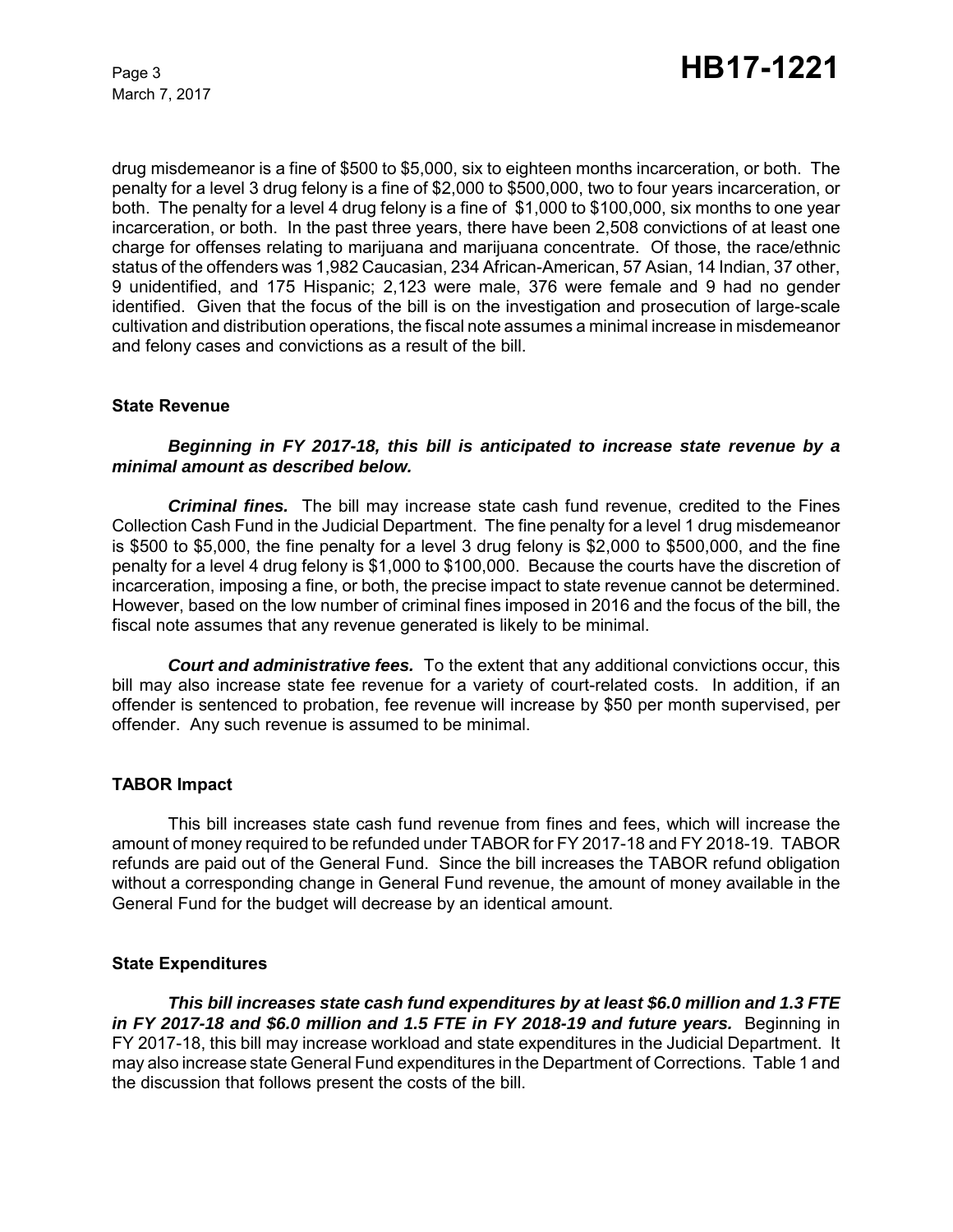drug misdemeanor is a fine of $500 to $5,000, six to eighteen months incarceration, or both. The penalty for a level 3 drug felony is a fine of $2,000 to $500,000, two to four years incarceration, or both. The penalty for a level 4 drug felony is a fine of $1,000 to $100,000, six months to one year incarceration, or both. In the past three years, there have been 2,508 convictions of at least one charge for offenses relating to marijuana and marijuana concentrate. Of those, the race/ethnic status of the offenders was 1,982 Caucasian, 234 African-American, 57 Asian, 14 Indian, 37 other, 9 unidentified, and 175 Hispanic; 2,123 were male, 376 were female and 9 had no gender identified. Given that the focus of the bill is on the investigation and prosecution of large-scale cultivation and distribution operations, the fiscal note assumes a minimal increase in misdemeanor and felony cases and convictions as a result of the bill.

### State Revenue

***Beginning in FY 2017-18, this bill is anticipated to increase state revenue by a minimal amount as described below.***

***Criminal fines.*** The bill may increase state cash fund revenue, credited to the Fines Collection Cash Fund in the Judicial Department. The fine penalty for a level 1 drug misdemeanor is $500 to $5,000, the fine penalty for a level 3 drug felony is $2,000 to $500,000, and the fine penalty for a level 4 drug felony is $1,000 to $100,000. Because the courts have the discretion of incarceration, imposing a fine, or both, the precise impact to state revenue cannot be determined. However, based on the low number of criminal fines imposed in 2016 and the focus of the bill, the fiscal note assumes that any revenue generated is likely to be minimal.

***Court and administrative fees.*** To the extent that any additional convictions occur, this bill may also increase state fee revenue for a variety of court-related costs. In addition, if an offender is sentenced to probation, fee revenue will increase by $50 per month supervised, per offender. Any such revenue is assumed to be minimal.

### TABOR Impact

This bill increases state cash fund revenue from fines and fees, which will increase the amount of money required to be refunded under TABOR for FY 2017-18 and FY 2018-19. TABOR refunds are paid out of the General Fund. Since the bill increases the TABOR refund obligation without a corresponding change in General Fund revenue, the amount of money available in the General Fund for the budget will decrease by an identical amount.

### State Expenditures

***This bill increases state cash fund expenditures by at least $6.0 million and 1.3 FTE in FY 2017-18 and $6.0 million and 1.5 FTE in FY 2018-19 and future years.*** Beginning in FY 2017-18, this bill may increase workload and state expenditures in the Judicial Department. It may also increase state General Fund expenditures in the Department of Corrections. Table 1 and the discussion that follows present the costs of the bill.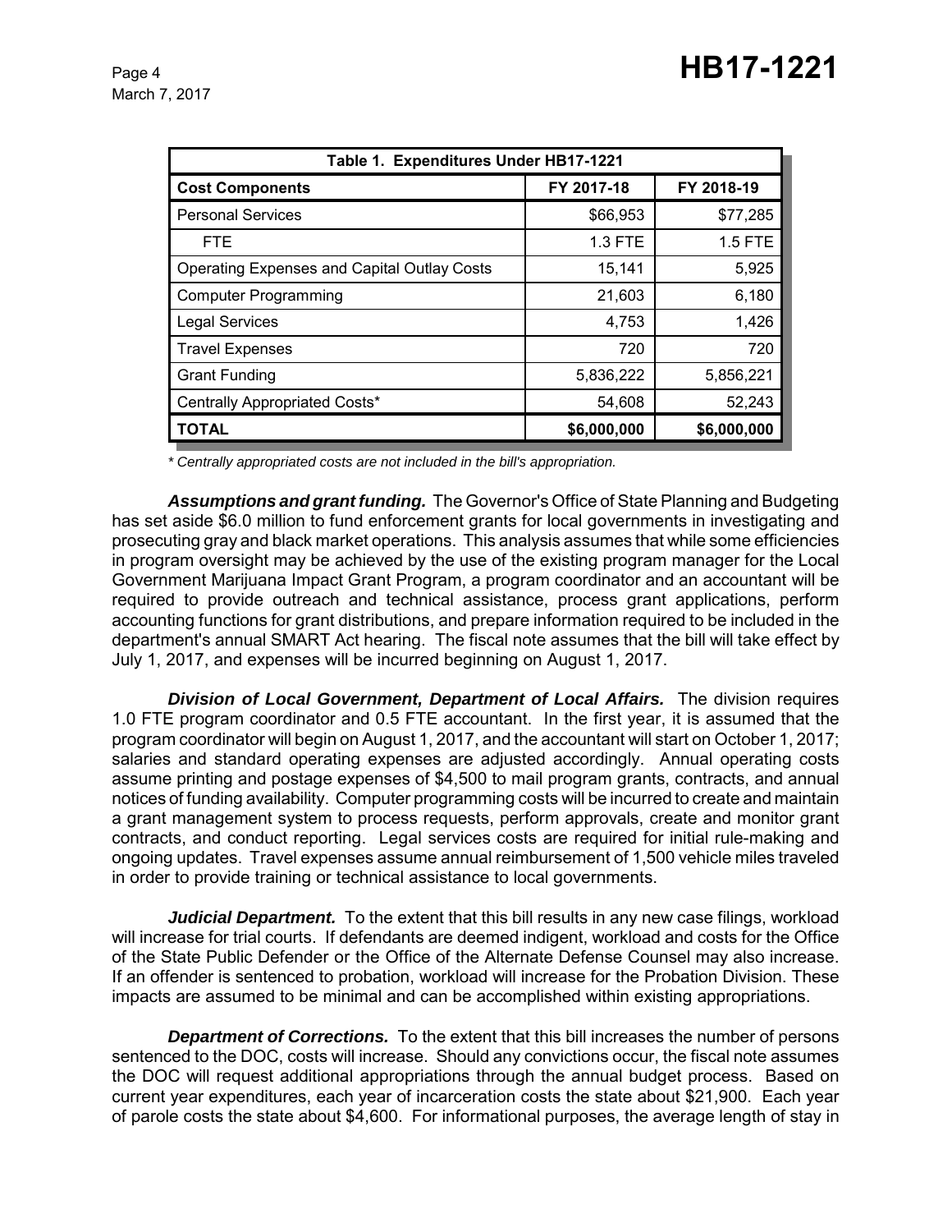| Table 1. Expenditures Under HB17-1221 | | |
|---|---|---|
| **Cost Components** | **FY 2017-18** | **FY 2018-19** |
| Personal Services | $66,953 | $77,285 |
| FTE | 1.3 FTE | 1.5 FTE |
| Operating Expenses and Capital Outlay Costs | 15,141 | 5,925 |
| Computer Programming | 21,603 | 6,180 |
| Legal Services | 4,753 | 1,426 |
| Travel Expenses | 720 | 720 |
| Grant Funding | 5,836,222 | 5,856,221 |
| Centrally Appropriated Costs* | 54,608 | 52,243 |
| **TOTAL** | **$6,000,000** | **$6,000,000** |

*\* Centrally appropriated costs are not included in the bill's appropriation.*

***Assumptions and grant funding.*** The Governor's Office of State Planning and Budgeting has set aside $6.0 million to fund enforcement grants for local governments in investigating and prosecuting gray and black market operations. This analysis assumes that while some efficiencies in program oversight may be achieved by the use of the existing program manager for the Local Government Marijuana Impact Grant Program, a program coordinator and an accountant will be required to provide outreach and technical assistance, process grant applications, perform accounting functions for grant distributions, and prepare information required to be included in the department's annual SMART Act hearing. The fiscal note assumes that the bill will take effect by July 1, 2017, and expenses will be incurred beginning on August 1, 2017.

***Division of Local Government, Department of Local Affairs.*** The division requires 1.0 FTE program coordinator and 0.5 FTE accountant. In the first year, it is assumed that the program coordinator will begin on August 1, 2017, and the accountant will start on October 1, 2017; salaries and standard operating expenses are adjusted accordingly. Annual operating costs assume printing and postage expenses of $4,500 to mail program grants, contracts, and annual notices of funding availability. Computer programming costs will be incurred to create and maintain a grant management system to process requests, perform approvals, create and monitor grant contracts, and conduct reporting. Legal services costs are required for initial rule-making and ongoing updates. Travel expenses assume annual reimbursement of 1,500 vehicle miles traveled in order to provide training or technical assistance to local governments.

***Judicial Department.*** To the extent that this bill results in any new case filings, workload will increase for trial courts. If defendants are deemed indigent, workload and costs for the Office of the State Public Defender or the Office of the Alternate Defense Counsel may also increase. If an offender is sentenced to probation, workload will increase for the Probation Division. These impacts are assumed to be minimal and can be accomplished within existing appropriations.

***Department of Corrections.*** To the extent that this bill increases the number of persons sentenced to the DOC, costs will increase. Should any convictions occur, the fiscal note assumes the DOC will request additional appropriations through the annual budget process. Based on current year expenditures, each year of incarceration costs the state about $21,900. Each year of parole costs the state about $4,600. For informational purposes, the average length of stay in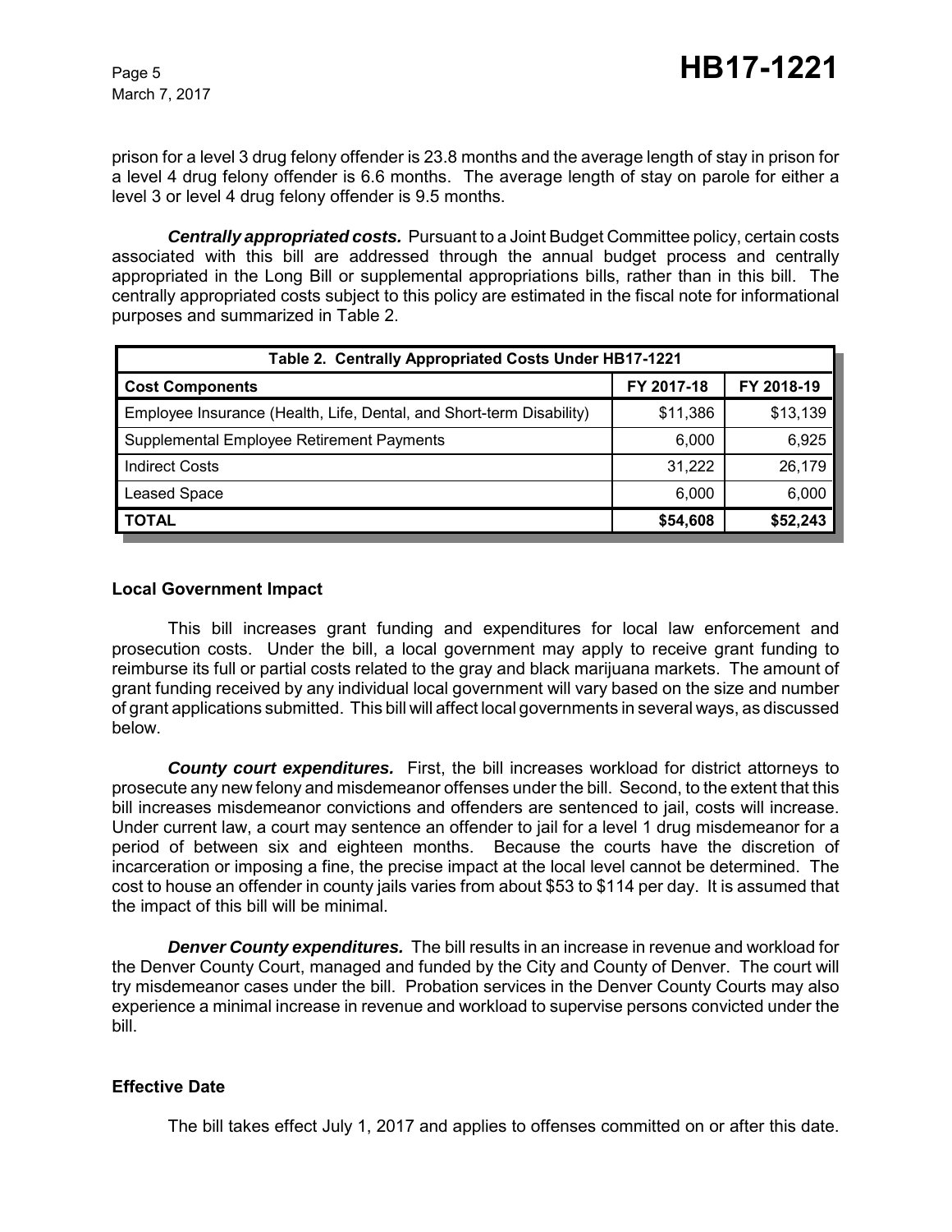prison for a level 3 drug felony offender is 23.8 months and the average length of stay in prison for a level 4 drug felony offender is 6.6 months. The average length of stay on parole for either a level 3 or level 4 drug felony offender is 9.5 months.

***Centrally appropriated costs.*** Pursuant to a Joint Budget Committee policy, certain costs associated with this bill are addressed through the annual budget process and centrally appropriated in the Long Bill or supplemental appropriations bills, rather than in this bill. The centrally appropriated costs subject to this policy are estimated in the fiscal note for informational purposes and summarized in Table 2.

| Table 2. Centrally Appropriated Costs Under HB17-1221 | | |
|---|---|---|
| **Cost Components** | **FY 2017-18** | **FY 2018-19** |
| Employee Insurance (Health, Life, Dental, and Short-term Disability) | $11,386 | $13,139 |
| Supplemental Employee Retirement Payments | 6,000 | 6,925 |
| Indirect Costs | 31,222 | 26,179 |
| Leased Space | 6,000 | 6,000 |
| **TOTAL** | **$54,608** | **$52,243** |

### Local Government Impact

This bill increases grant funding and expenditures for local law enforcement and prosecution costs. Under the bill, a local government may apply to receive grant funding to reimburse its full or partial costs related to the gray and black marijuana markets. The amount of grant funding received by any individual local government will vary based on the size and number of grant applications submitted. This bill will affect local governments in several ways, as discussed below.

***County court expenditures.*** First, the bill increases workload for district attorneys to prosecute any new felony and misdemeanor offenses under the bill. Second, to the extent that this bill increases misdemeanor convictions and offenders are sentenced to jail, costs will increase. Under current law, a court may sentence an offender to jail for a level 1 drug misdemeanor for a period of between six and eighteen months. Because the courts have the discretion of incarceration or imposing a fine, the precise impact at the local level cannot be determined. The cost to house an offender in county jails varies from about $53 to $114 per day. It is assumed that the impact of this bill will be minimal.

***Denver County expenditures.*** The bill results in an increase in revenue and workload for the Denver County Court, managed and funded by the City and County of Denver. The court will try misdemeanor cases under the bill. Probation services in the Denver County Courts may also experience a minimal increase in revenue and workload to supervise persons convicted under the bill.

### Effective Date

The bill takes effect July 1, 2017 and applies to offenses committed on or after this date.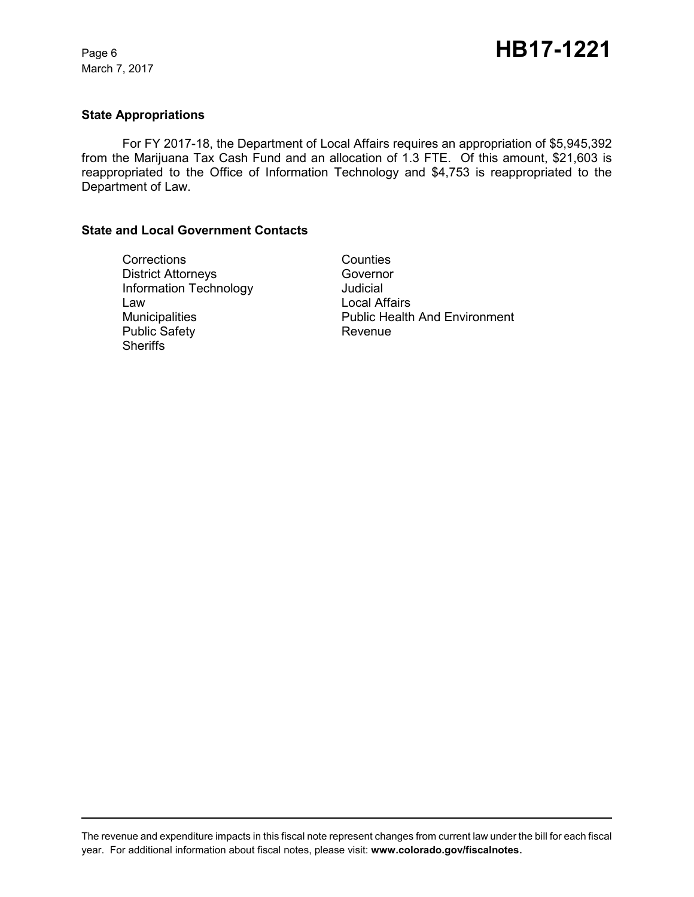## State Appropriations

For FY 2017-18, the Department of Local Affairs requires an appropriation of $5,945,392 from the Marijuana Tax Cash Fund and an allocation of 1.3 FTE. Of this amount, $21,603 is reappropriated to the Office of Information Technology and $4,753 is reappropriated to the Department of Law.

## State and Local Government Contacts

Corrections
District Attorneys
Information Technology
Law
Municipalities
Public Safety
Sheriffs
Counties
Governor
Judicial
Local Affairs
Public Health And Environment
Revenue

The revenue and expenditure impacts in this fiscal note represent changes from current law under the bill for each fiscal year. For additional information about fiscal notes, please visit: **www.colorado.gov/fiscalnotes.**